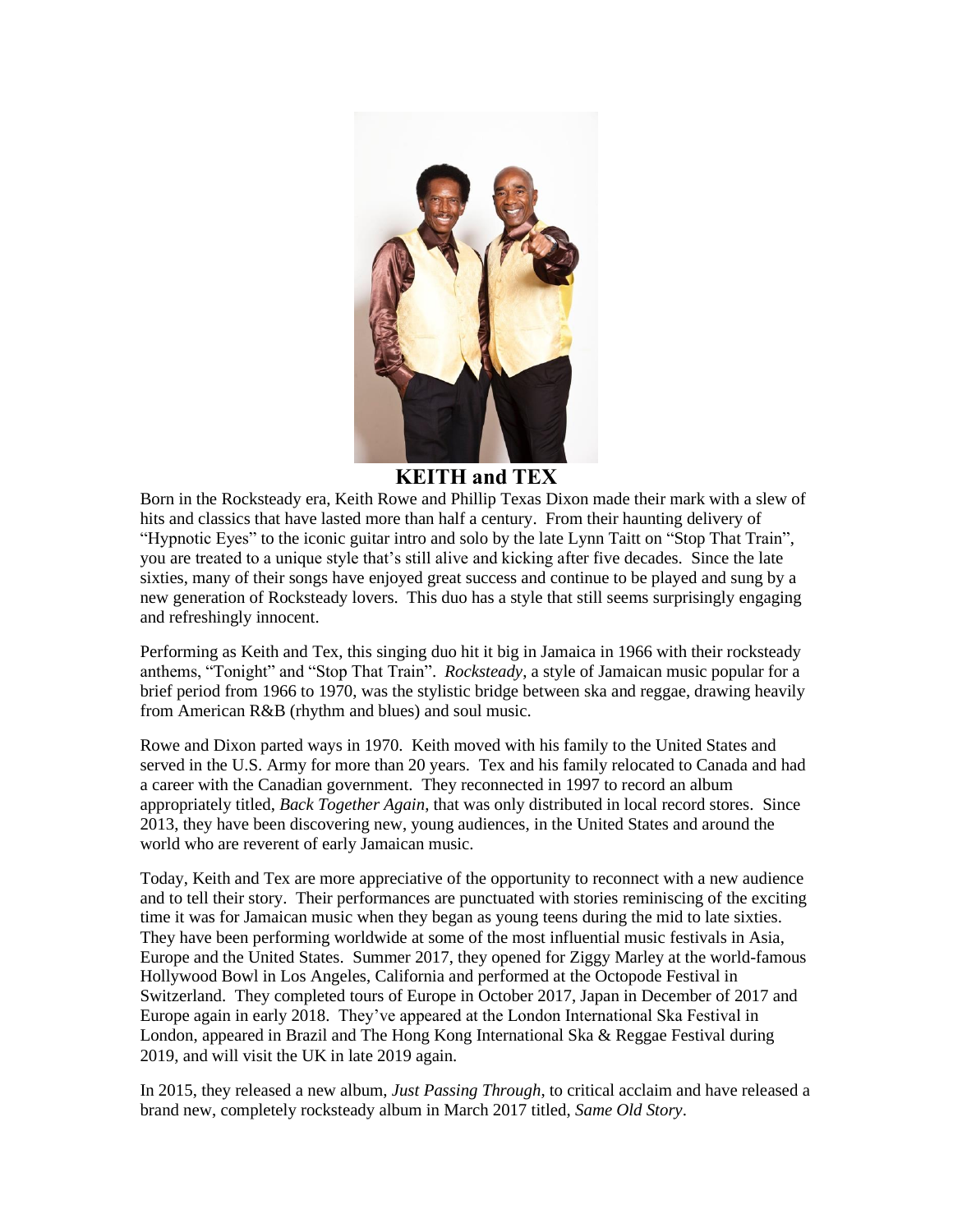# KEITH and TEX

Born in the Rocksteady era, Keith Rowe and Phillip Texas Dixon made their mark with a slew of hits and classics that have lasted more than half a century. From their haunting delivery of "Hypnotic Eyes" to the iconic guitar intro and solo by the late Lynn Taitt on "Stop That Train", you are treated to a unique style that's still alive and kicking after five decades. Since the late sixties, many of their songs have enjoyed great success and continue to be played and sung by a new generation of Rocksteady lovers. This duo has a style that still seems surprisingly engaging and refreshingly innocent.

Performing as Keith and Tex, this singing duo hit it big in Jamaica in 1966 with their rocksteady anthems, "Tonight" and "Stop That Train". *Rocksteady*, a style of Jamaican music popular for a brief period from 1966 to 1970, was the stylistic bridge between ska and reggae, drawing heavily from American R&B (rhythm and blues) and soul music.

Rowe and Dixon parted ways in 1970. Keith moved with his family to the United States and served in the U.S. Army for more than 20 years. Tex and his family relocated to Canada and had a career with the Canadian government. They reconnected in 1997 to record an album appropriately titled, *Back Together Again,* that was only distributed in local record stores. Since 2013, they have been discovering new, young audiences, in the United States and around the world who are reverent of early Jamaican music.

Today, Keith and Tex are more appreciative of the opportunity to reconnect with a new audience and to tell their story. Their performances are punctuated with stories reminiscing of the exciting time it was for Jamaican music when they began as young teens during the mid to late sixties. They have been performing worldwide at some of the most influential music festivals in Asia, Europe and the United States. Summer 2017, they opened for Ziggy Marley at the world-famous Hollywood Bowl in Los Angeles, California and performed at the Octopode Festival in Switzerland. They completed tours of Europe in October 2017, Japan in December of 2017 and Europe again in early 2018. They've appeared at the London International Ska Festival in London, appeared in Brazil and The Hong Kong International Ska & Reggae Festival during 2019, and will visit the UK in late 2019 again.

In 2015, they released a new album, *Just Passing Through*, to critical acclaim and have released a brand new, completely rocksteady album in March 2017 titled, *Same Old Story*.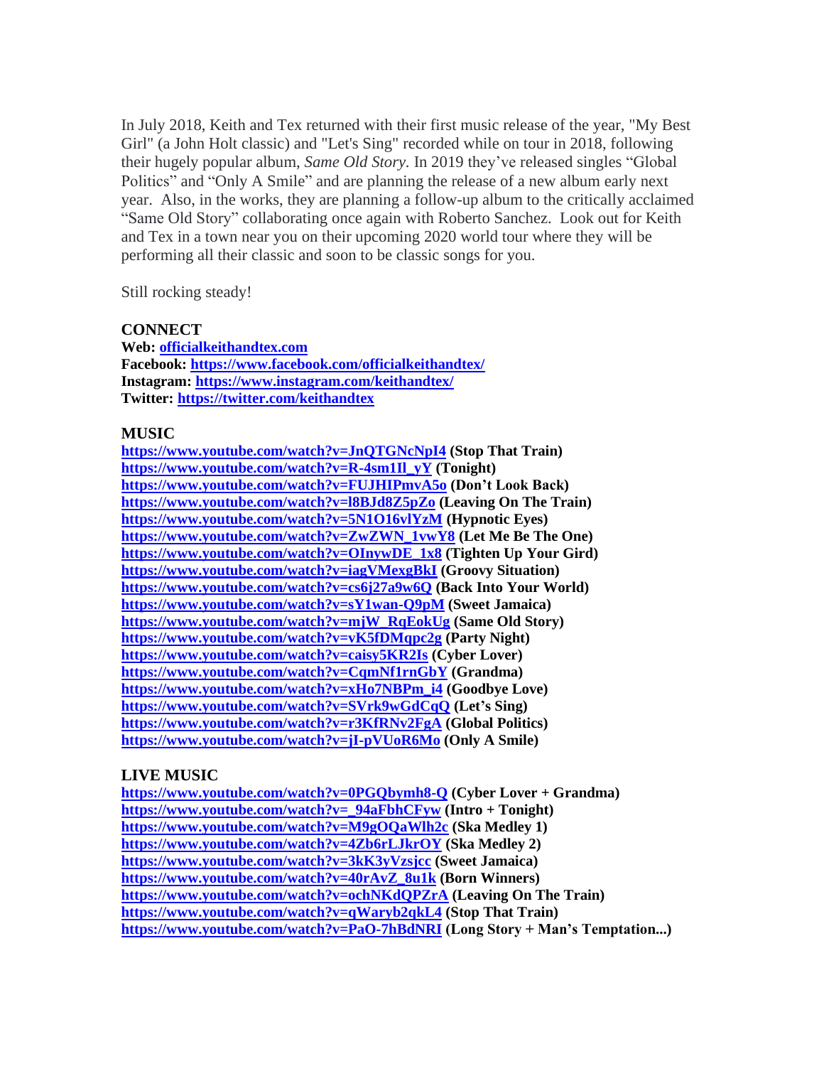In July 2018, Keith and Tex returned with their first music release of the year, "My Best Girl" (a John Holt classic) and "Let's Sing" recorded while on tour in 2018, following their hugely popular album, *Same Old Story*. In 2019 they've released singles "Global Politics" and "Only A Smile" and are planning the release of a new album early next year. Also, in the works, they are planning a follow-up album to the critically acclaimed "Same Old Story" collaborating once again with Roberto Sanchez. Look out for Keith and Tex in a town near you on their upcoming 2020 world tour where they will be performing all their classic and soon to be classic songs for you.

Still rocking steady!

**CONNECT**

**Web: officialkeithandtex.com**
**Facebook: https://www.facebook.com/officialkeithandtex/**
**Instagram: https://www.instagram.com/keithandtex/**
**Twitter: https://twitter.com/keithandtex**

**MUSIC**

**https://www.youtube.com/watch?v=JnQTGNcNpI4 (Stop That Train)**
**https://www.youtube.com/watch?v=R-4sm1Il_yY (Tonight)**
**https://www.youtube.com/watch?v=FUJHIPmvA5o (Don't Look Back)**
**https://www.youtube.com/watch?v=l8BJd8Z5pZo (Leaving On The Train)**
**https://www.youtube.com/watch?v=5N1O16vlYzM (Hypnotic Eyes)**
**https://www.youtube.com/watch?v=ZwZWN_1vwY8 (Let Me Be The One)**
**https://www.youtube.com/watch?v=OInywDE_1x8 (Tighten Up Your Gird)**
**https://www.youtube.com/watch?v=iagVMexgBkI (Groovy Situation)**
**https://www.youtube.com/watch?v=cs6j27a9w6Q (Back Into Your World)**
**https://www.youtube.com/watch?v=sY1wan-Q9pM (Sweet Jamaica)**
**https://www.youtube.com/watch?v=mjW_RqEokUg (Same Old Story)**
**https://www.youtube.com/watch?v=vK5fDMqpc2g (Party Night)**
**https://www.youtube.com/watch?v=caisy5KR2Is (Cyber Lover)**
**https://www.youtube.com/watch?v=CqmNf1rnGbY (Grandma)**
**https://www.youtube.com/watch?v=xHo7NBPm_i4 (Goodbye Love)**
**https://www.youtube.com/watch?v=SVrk9wGdCqQ (Let's Sing)**
**https://www.youtube.com/watch?v=r3KfRNv2FgA (Global Politics)**
**https://www.youtube.com/watch?v=jI-pVUoR6Mo (Only A Smile)**

**LIVE MUSIC**

**https://www.youtube.com/watch?v=0PGQbymh8-Q (Cyber Lover + Grandma)**
**https://www.youtube.com/watch?v=_94aFbhCFyw (Intro + Tonight)**
**https://www.youtube.com/watch?v=M9gOQaWlh2c (Ska Medley 1)**
**https://www.youtube.com/watch?v=4Zb6rLJkrOY (Ska Medley 2)**
**https://www.youtube.com/watch?v=3kK3yVzsjcc (Sweet Jamaica)**
**https://www.youtube.com/watch?v=40rAvZ_8u1k (Born Winners)**
**https://www.youtube.com/watch?v=ochNKdQPZrA (Leaving On The Train)**
**https://www.youtube.com/watch?v=qWaryb2qkL4 (Stop That Train)**
**https://www.youtube.com/watch?v=PaO-7hBdNRI (Long Story + Man's Temptation...)**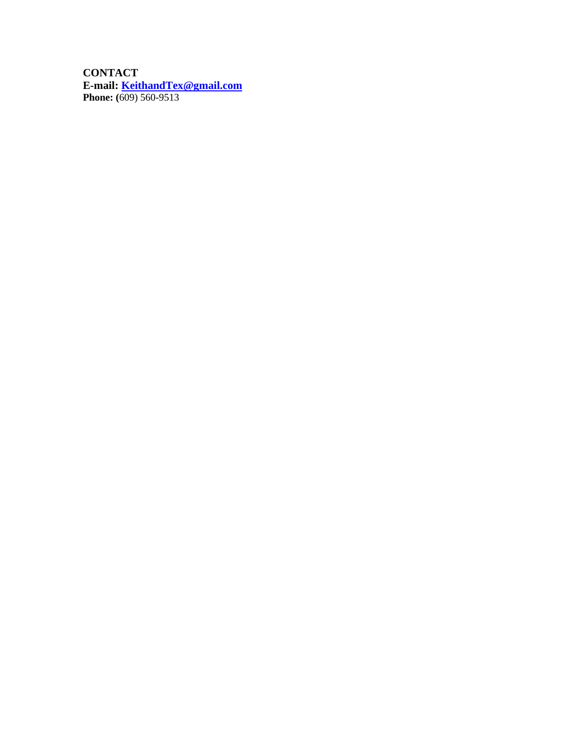**CONTACT**
**E-mail: KeithandTex@gmail.com**
**Phone: (**609) 560-9513